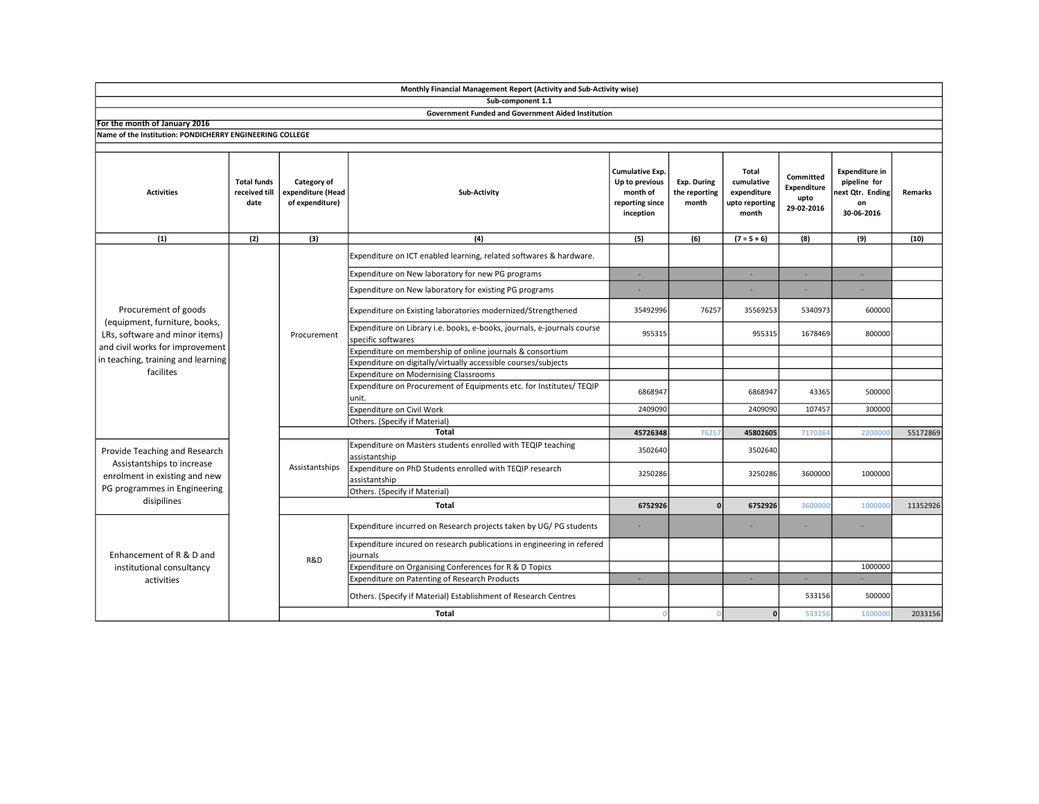**Monthly Financial Management Report (Activity and Sub-Activity wise)**

**Sub-component 1.1**

**Government Funded and Government Aided Institution**

**For the month of January 2016**

**Name of the Institution: PONDICHERRY ENGINEERING COLLEGE**

| Activities | Total funds received till date | Category of expenditure (Head of expenditure) | Sub-Activity | Cumulative Exp. Up to previous month of reporting since inception | Exp. During the reporting month | Total cumulative expenditure upto reporting month | Committed Expenditure upto 29-02-2016 | Expenditure in pipeline for next Qtr. Ending on 30-06-2016 | Remarks |
|---|---|---|---|---|---|---|---|---|---|
| (1) | (2) | (3) | (4) | (5) | (6) | (7 = 5 + 6) | (8) | (9) | (10) |
| Procurement of goods (equipment, furniture, books, LRs, software and minor items) and civil works for improvement in teaching, training and learning facilites | | Procurement | Expenditure on ICT enabled learning, related softwares & hardware. | | | | | | |
| | | | Expenditure on New laboratory for new PG programs | - | | - | - | - | |
| | | | Expenditure on New laboratory for existing PG programs | - | | - | - | - | |
| | | | Expenditure on Existing laboratories modernized/Strengthened | 35492996 | 76257 | 35569253 | 5340973 | 600000 | |
| | | | Expenditure on Library i.e. books, e-books, journals, e-journals course specific softwares | 955315 | | 955315 | 1678469 | 800000 | |
| | | | Expenditure on membership of online journals & consortium | | | | | | |
| | | | Expenditure on digitally/virtually accessible courses/subjects | | | | | | |
| | | | Expenditure on Modernising Classrooms | | | | | | |
| | | | Expenditure on Procurement of Equipments etc. for Institutes/ TEQIP unit. | 6868947 | | 6868947 | 43365 | 500000 | |
| | | | Expenditure on Civil Work | 2409090 | | 2409090 | 107457 | 300000 | |
| | | | Others. (Specify if Material) | | | | | | |
| | | | **Total** | **45726348** | 76257 | **45802605** | 7170264 | 2200000 | 55172869 |
| Provide Teaching and Research Assistantships to increase enrolment in existing and new PG programmes in Engineering disipilines | | Assistantships | Expenditure on Masters students enrolled with TEQIP teaching assistantship | 3502640 | | 3502640 | | | |
| | | | Expenditure on PhD Students enrolled with TEQIP research assistantship | 3250286 | | 3250286 | 3600000 | 1000000 | |
| | | | Others. (Specify if Material) | | | | | | |
| | | | **Total** | **6752926** | **0** | **6752926** | 3600000 | 1000000 | 11352926 |
| Enhancement of R & D and institutional consultancy activities | | R&D | Expenditure incurred on Research projects taken by UG/ PG students | - | | - | - | - | |
| | | | Expenditure incured on research publications in engineering in refered journals | | | | | | |
| | | | Expenditure on Organising Conferences for R & D Topics | | | | | 1000000 | |
| | | | Expenditure on Patenting of Research Products | - | | - | - | - | |
| | | | Others. (Specify if Material) Establishment of Research Centres | | | | 533156 | 500000 | |
| | | | **Total** | 0 | 0 | **0** | 533156 | 1500000 | 2033156 |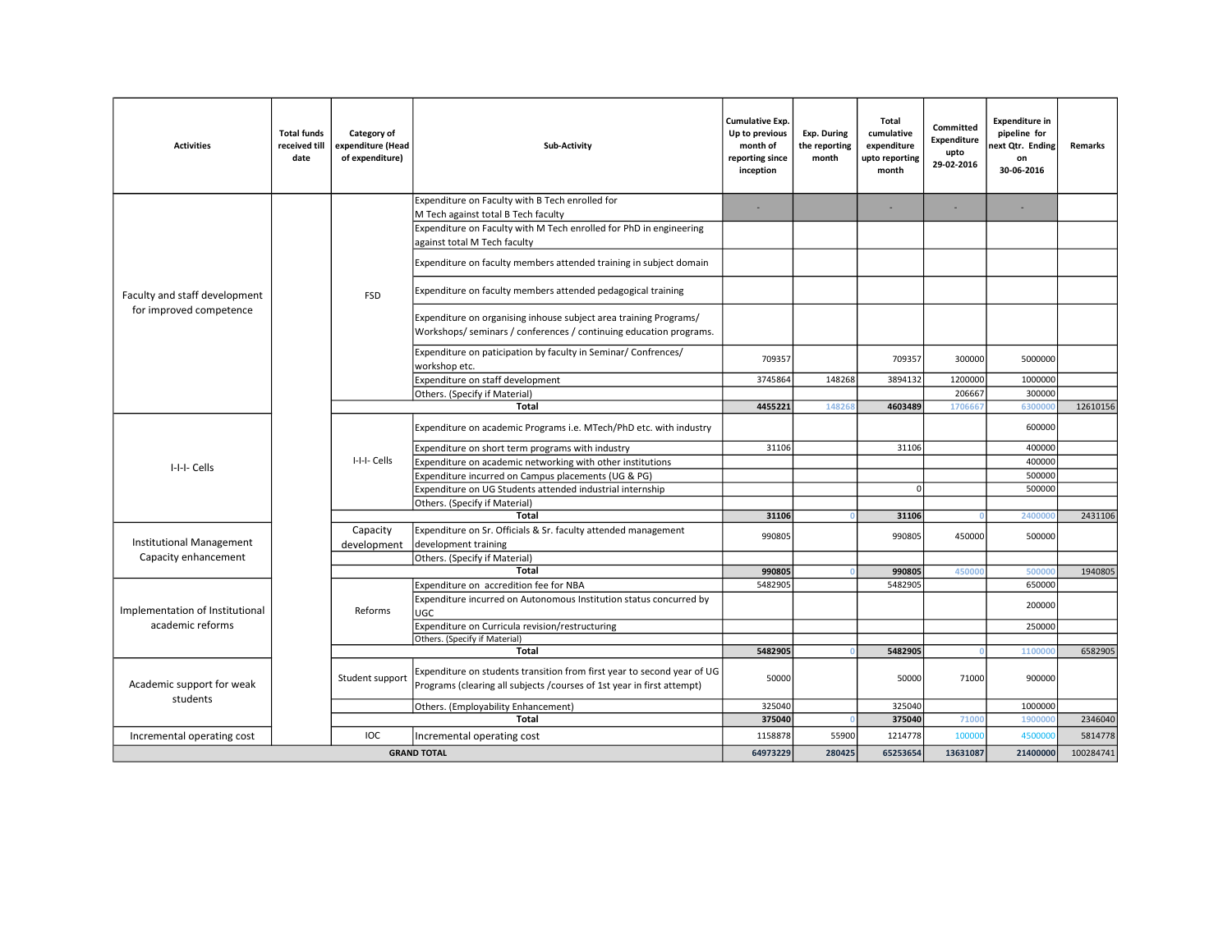| Activities | Total funds received till date | Category of expenditure (Head of expenditure) | Sub-Activity | Cumulative Exp. Up to previous month of reporting since inception | Exp. During the reporting month | Total cumulative expenditure upto reporting month | Committed Expenditure upto 29-02-2016 | Expenditure in pipeline for next Qtr. Ending on 30-06-2016 | Remarks |
|---|---|---|---|---|---|---|---|---|---|
| Faculty and staff development for improved competence | | FSD | Expenditure on Faculty with B Tech enrolled for M Tech against total B Tech faculty | - | | - | - | - | |
| | | | Expenditure on Faculty with M Tech enrolled for PhD in engineering against total M Tech faculty | | | | | | |
| | | | Expenditure on faculty members attended training in subject domain | | | | | | |
| | | | Expenditure on faculty members attended pedagogical training | | | | | | |
| | | | Expenditure on organising inhouse subject area training Programs/ Workshops/ seminars / conferences / continuing education programs. | | | | | | |
| | | | Expenditure on paticipation by faculty in Seminar/ Confrences/ workshop etc. | 709357 | | 709357 | 300000 | 5000000 | |
| | | | Expenditure on staff development | 3745864 | 148268 | 3894132 | 1200000 | 1000000 | |
| | | | Others. (Specify if Material) | | | | 206667 | 300000 | |
| | | | **Total** | **4455221** | 148268 | **4603489** | 1706667 | 6300000 | 12610156 |
| I-I-I- Cells | | I-I-I- Cells | Expenditure on academic Programs i.e. MTech/PhD etc. with industry | | | | | 600000 | |
| | | | Expenditure on short term programs with industry | 31106 | | 31106 | | 400000 | |
| | | | Expenditure on academic networking with other institutions | | | | | 400000 | |
| | | | Expenditure incurred on Campus placements (UG & PG) | | | | | 500000 | |
| | | | Expenditure on UG Students attended industrial internship | | | 0 | | 500000 | |
| | | | Others. (Specify if Material) | | | | | | |
| | | | **Total** | **31106** | 0 | **31106** | 0 | 2400000 | 2431106 |
| Institutional Management Capacity enhancement | | Capacity development | Expenditure on Sr. Officials & Sr. faculty attended management development training | 990805 | | 990805 | 450000 | 500000 | |
| | | | Others. (Specify if Material) | | | | | | |
| | | | **Total** | **990805** | 0 | **990805** | 450000 | 500000 | 1940805 |
| Implementation of Institutional academic reforms | | Reforms | Expenditure on accredition fee for NBA | 5482905 | | 5482905 | | 650000 | |
| | | | Expenditure incurred on Autonomous Institution status concurred by UGC | | | | | 200000 | |
| | | | Expenditure on Curricula revision/restructuring | | | | | 250000 | |
| | | | Others. (Specify if Material) | | | | | | |
| | | | **Total** | **5482905** | 0 | **5482905** | 0 | 1100000 | 6582905 |
| Academic support for weak students | | Student support | Expenditure on students transition from first year to second year of UG Programs (clearing all subjects /courses of 1st year in first attempt) | 50000 | | 50000 | 71000 | 900000 | |
| | | | Others. (Employability Enhancement) | 325040 | | 325040 | | 1000000 | |
| | | | **Total** | **375040** | 0 | **375040** | 71000 | 1900000 | 2346040 |
| Incremental operating cost | | IOC | Incremental operating cost | 1158878 | 55900 | 1214778 | 100000 | 4500000 | 5814778 |
| **GRAND TOTAL** | | | | **64973229** | **280425** | **65253654** | **13631087** | **21400000** | 100284741 |